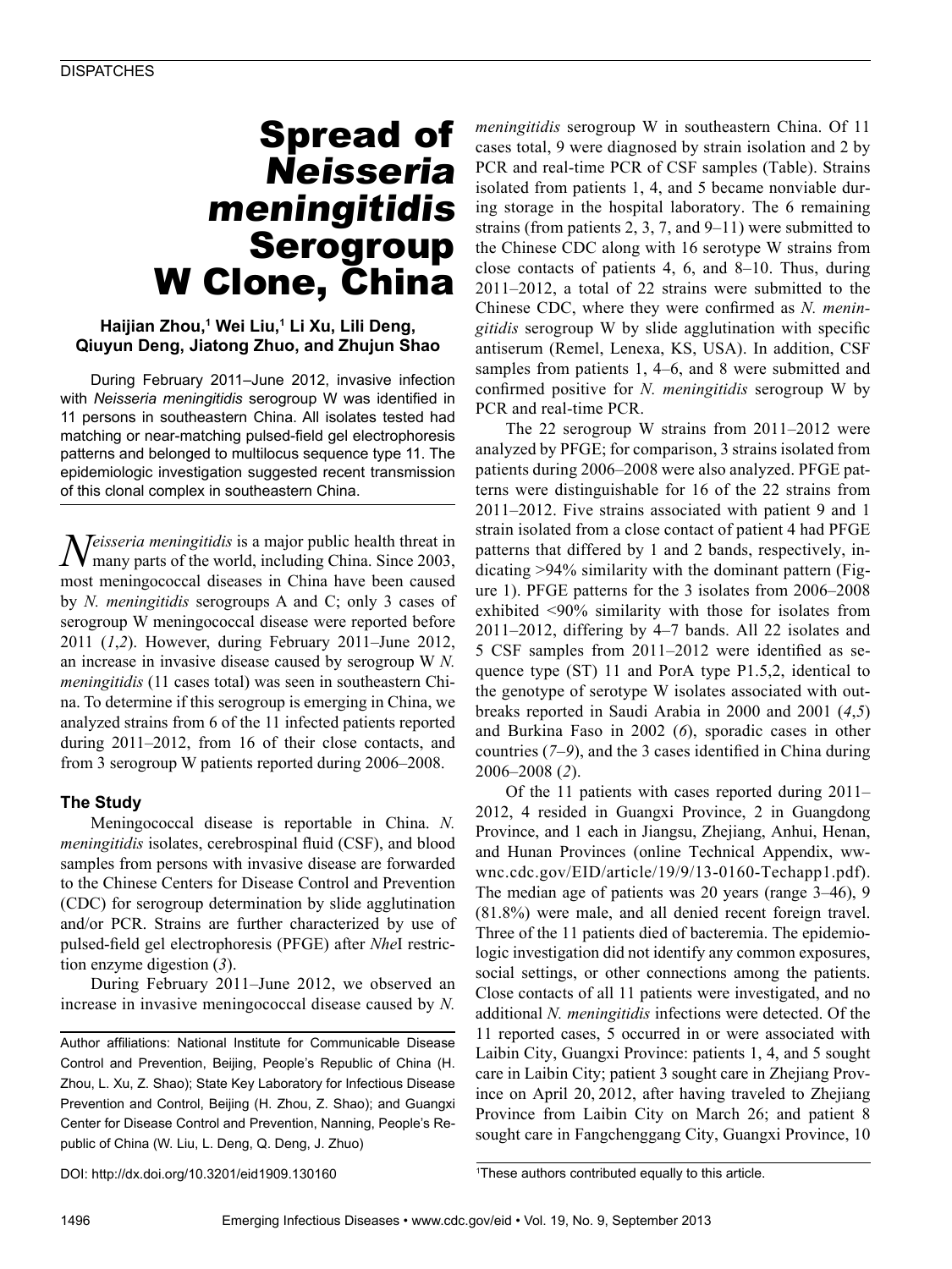DISPATCHES

# Spread of *Neisseria meningitidis* Serogroup W Clone, China

**Haijian Zhou,[1] Wei Liu,[1] Li Xu, Lili Deng, Qiuyun Deng, Jiatong Zhuo, and Zhujun Shao**

During February 2011–June 2012, invasive infection with *Neisseria meningitidis* serogroup W was identified in 11 persons in southeastern China. All isolates tested had matching or near-matching pulsed-field gel electrophoresis patterns and belonged to multilocus sequence type 11. The epidemiologic investigation suggested recent transmission of this clonal complex in southeastern China.

*Neisseria meningitidis* is a major public health threat in many parts of the world, including China. Since 2003, most meningococcal diseases in China have been caused by *N. meningitidis* serogroups A and C; only 3 cases of serogroup W meningococcal disease were reported before 2011 (*1*,*2*). However, during February 2011–June 2012, an increase in invasive disease caused by serogroup W *N. meningitidis* (11 cases total) was seen in southeastern China. To determine if this serogroup is emerging in China, we analyzed strains from 6 of the 11 infected patients reported during 2011–2012, from 16 of their close contacts, and from 3 serogroup W patients reported during 2006–2008.

## The Study

Meningococcal disease is reportable in China. *N. meningitidis* isolates, cerebrospinal fluid (CSF), and blood samples from persons with invasive disease are forwarded to the Chinese Centers for Disease Control and Prevention (CDC) for serogroup determination by slide agglutination and/or PCR. Strains are further characterized by use of pulsed-field gel electrophoresis (PFGE) after *Nhe*I restriction enzyme digestion (*3*).

During February 2011–June 2012, we observed an increase in invasive meningococcal disease caused by *N. meningitidis* serogroup W in southeastern China. Of 11 cases total, 9 were diagnosed by strain isolation and 2 by PCR and real-time PCR of CSF samples (Table). Strains isolated from patients 1, 4, and 5 became nonviable during storage in the hospital laboratory. The 6 remaining strains (from patients 2, 3, 7, and 9–11) were submitted to the Chinese CDC along with 16 serotype W strains from close contacts of patients 4, 6, and 8–10. Thus, during 2011–2012, a total of 22 strains were submitted to the Chinese CDC, where they were confirmed as *N. meningitidis* serogroup W by slide agglutination with specific antiserum (Remel, Lenexa, KS, USA). In addition, CSF samples from patients 1, 4–6, and 8 were submitted and confirmed positive for *N. meningitidis* serogroup W by PCR and real-time PCR.

The 22 serogroup W strains from 2011–2012 were analyzed by PFGE; for comparison, 3 strains isolated from patients during 2006–2008 were also analyzed. PFGE patterns were distinguishable for 16 of the 22 strains from 2011–2012. Five strains associated with patient 9 and 1 strain isolated from a close contact of patient 4 had PFGE patterns that differed by 1 and 2 bands, respectively, indicating >94% similarity with the dominant pattern (Figure 1). PFGE patterns for the 3 isolates from 2006–2008 exhibited <90% similarity with those for isolates from 2011–2012, differing by 4–7 bands. All 22 isolates and 5 CSF samples from 2011–2012 were identified as sequence type (ST) 11 and PorA type P1.5,2, identical to the genotype of serotype W isolates associated with outbreaks reported in Saudi Arabia in 2000 and 2001 (*4*,*5*) and Burkina Faso in 2002 (*6*), sporadic cases in other countries (*7*–*9*), and the 3 cases identified in China during 2006–2008 (*2*).

Of the 11 patients with cases reported during 2011–2012, 4 resided in Guangxi Province, 2 in Guangdong Province, and 1 each in Jiangsu, Zhejiang, Anhui, Henan, and Hunan Provinces (online Technical Appendix, wwwnc.cdc.gov/EID/article/19/9/13-0160-Techapp1.pdf). The median age of patients was 20 years (range 3–46), 9 (81.8%) were male, and all denied recent foreign travel. Three of the 11 patients died of bacteremia. The epidemiologic investigation did not identify any common exposures, social settings, or other connections among the patients. Close contacts of all 11 patients were investigated, and no additional *N. meningitidis* infections were detected. Of the 11 reported cases, 5 occurred in or were associated with Laibin City, Guangxi Province: patients 1, 4, and 5 sought care in Laibin City; patient 3 sought care in Zhejiang Province on April 20, 2012, after having traveled to Zhejiang Province from Laibin City on March 26; and patient 8 sought care in Fangchenggang City, Guangxi Province, 10

Author affiliations: National Institute for Communicable Disease Control and Prevention, Beijing, People's Republic of China (H. Zhou, L. Xu, Z. Shao); State Key Laboratory for Infectious Disease Prevention and Control, Beijing (H. Zhou, Z. Shao); and Guangxi Center for Disease Control and Prevention, Nanning, People's Republic of China (W. Liu, L. Deng, Q. Deng, J. Zhuo)

DOI: http://dx.doi.org/10.3201/eid1909.130160

[1]These authors contributed equally to this article.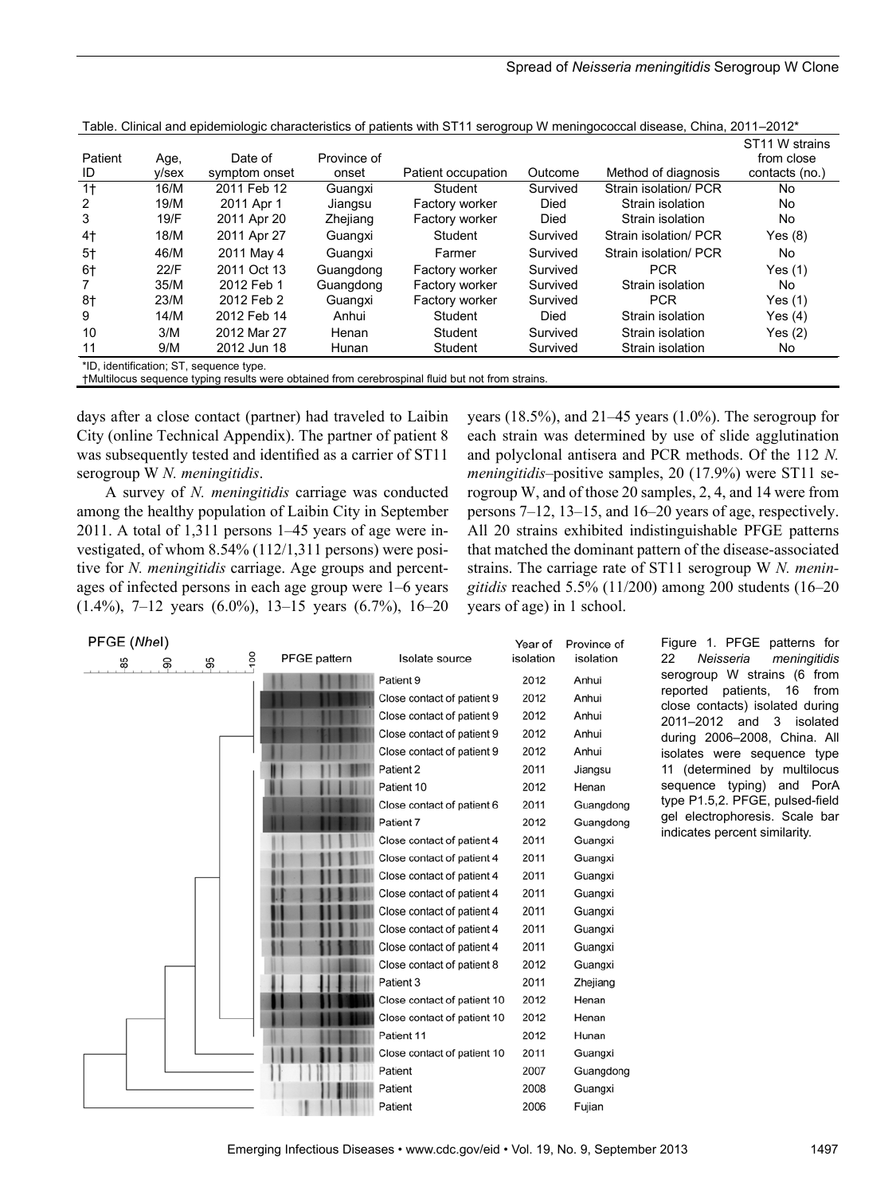Table. Clinical and epidemiologic characteristics of patients with ST11 serogroup W meningococcal disease, China, 2011–2012*

| Patient ID | Age, y/sex | Date of symptom onset | Province of onset | Patient occupation | Outcome | Method of diagnosis | ST11 W strains from close contacts (no.) |
|---|---|---|---|---|---|---|---|
| 1† | 16/M | 2011 Feb 12 | Guangxi | Student | Survived | Strain isolation/ PCR | No |
| 2 | 19/M | 2011 Apr 1 | Jiangsu | Factory worker | Died | Strain isolation | No |
| 3 | 19/F | 2011 Apr 20 | Zhejiang | Factory worker | Died | Strain isolation | No |
| 4† | 18/M | 2011 Apr 27 | Guangxi | Student | Survived | Strain isolation/ PCR | Yes (8) |
| 5† | 46/M | 2011 May 4 | Guangxi | Farmer | Survived | Strain isolation/ PCR | No |
| 6† | 22/F | 2011 Oct 13 | Guangdong | Factory worker | Survived | PCR | Yes (1) |
| 7 | 35/M | 2012 Feb 1 | Guangdong | Factory worker | Survived | Strain isolation | No |
| 8† | 23/M | 2012 Feb 2 | Guangxi | Factory worker | Survived | PCR | Yes (1) |
| 9 | 14/M | 2012 Feb 14 | Anhui | Student | Died | Strain isolation | Yes (4) |
| 10 | 3/M | 2012 Mar 27 | Henan | Student | Survived | Strain isolation | Yes (2) |
| 11 | 9/M | 2012 Jun 18 | Hunan | Student | Survived | Strain isolation | No |

*ID, identification; ST, sequence type.
†Multilocus sequence typing results were obtained from cerebrospinal fluid but not from strains.

days after a close contact (partner) had traveled to Laibin City (online Technical Appendix). The partner of patient 8 was subsequently tested and identified as a carrier of ST11 serogroup W *N. meningitidis*.

A survey of *N. meningitidis* carriage was conducted among the healthy population of Laibin City in September 2011. A total of 1,311 persons 1–45 years of age were investigated, of whom 8.54% (112/1,311 persons) were positive for *N. meningitidis* carriage. Age groups and percentages of infected persons in each age group were 1–6 years (1.4%), 7–12 years (6.0%), 13–15 years (6.7%), 16–20 years (18.5%), and 21–45 years (1.0%). The serogroup for each strain was determined by use of slide agglutination and polyclonal antisera and PCR methods. Of the 112 *N. meningitidis*–positive samples, 20 (17.9%) were ST11 serogroup W, and of those 20 samples, 2, 4, and 14 were from persons 7–12, 13–15, and 16–20 years of age, respectively. All 20 strains exhibited indistinguishable PFGE patterns that matched the dominant pattern of the disease-associated strains. The carriage rate of ST11 serogroup W *N. meningitidis* reached 5.5% (11/200) among 200 students (16–20 years of age) in 1 school.

Figure 1. PFGE patterns for 22 *Neisseria meningitidis* serogroup W strains (6 from reported patients, 16 from close contacts) isolated during 2011–2012 and 3 isolated during 2006–2008, China. All isolates were sequence type 11 (determined by multilocus sequence typing) and PorA type P1.5,2. PFGE, pulsed-field gel electrophoresis. Scale bar indicates percent similarity.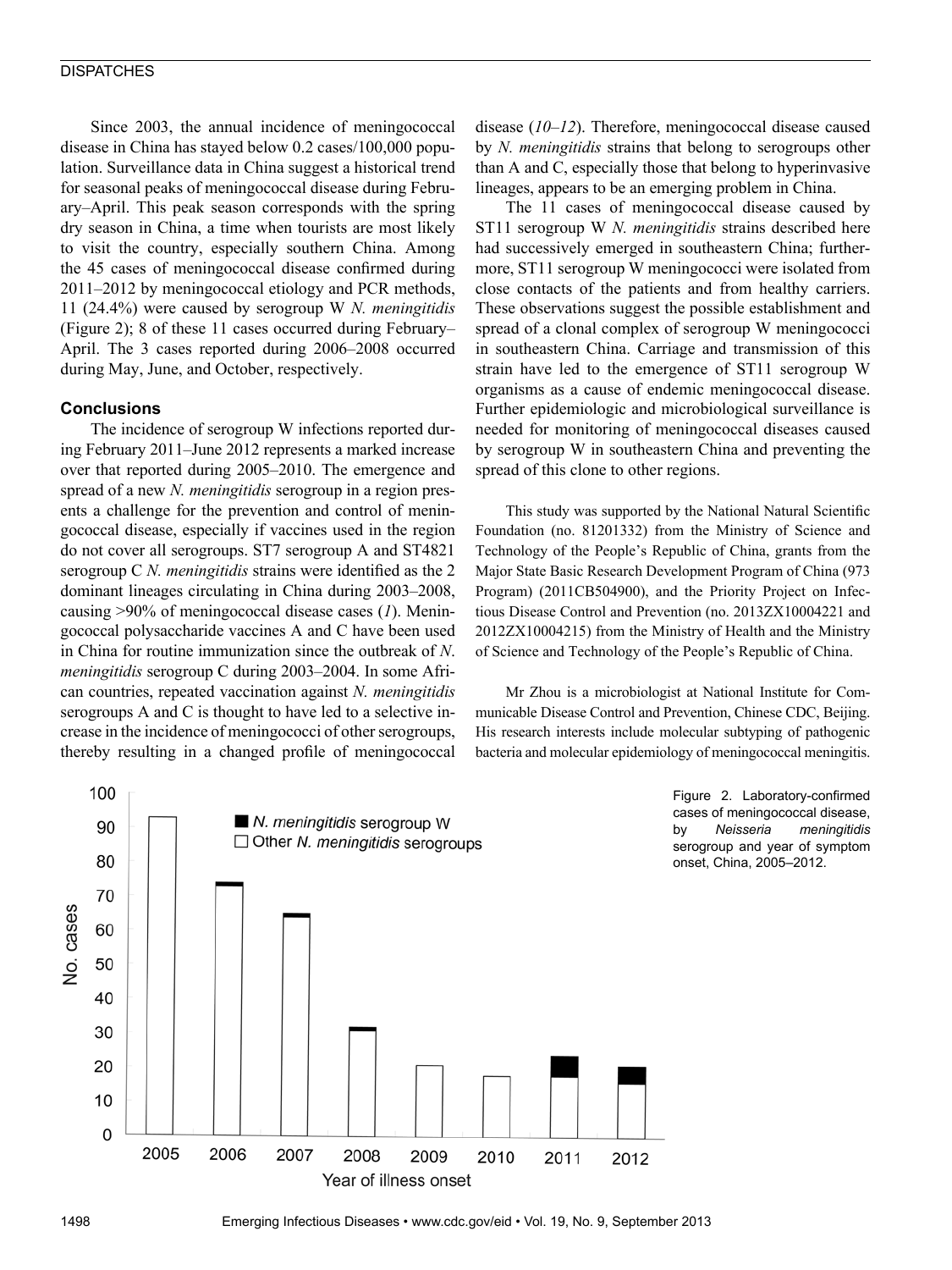Since 2003, the annual incidence of meningococcal disease in China has stayed below 0.2 cases/100,000 population. Surveillance data in China suggest a historical trend for seasonal peaks of meningococcal disease during February–April. This peak season corresponds with the spring dry season in China, a time when tourists are most likely to visit the country, especially southern China. Among the 45 cases of meningococcal disease confirmed during 2011–2012 by meningococcal etiology and PCR methods, 11 (24.4%) were caused by serogroup W *N. meningitidis* (Figure 2); 8 of these 11 cases occurred during February–April. The 3 cases reported during 2006–2008 occurred during May, June, and October, respectively.

## Conclusions

The incidence of serogroup W infections reported during February 2011–June 2012 represents a marked increase over that reported during 2005–2010. The emergence and spread of a new *N. meningitidis* serogroup in a region presents a challenge for the prevention and control of meningococcal disease, especially if vaccines used in the region do not cover all serogroups. ST7 serogroup A and ST4821 serogroup C *N. meningitidis* strains were identified as the 2 dominant lineages circulating in China during 2003–2008, causing >90% of meningococcal disease cases (*1*). Meningococcal polysaccharide vaccines A and C have been used in China for routine immunization since the outbreak of *N. meningitidis* serogroup C during 2003–2004. In some African countries, repeated vaccination against *N. meningitidis* serogroups A and C is thought to have led to a selective increase in the incidence of meningococci of other serogroups, thereby resulting in a changed profile of meningococcal disease (*10–12*). Therefore, meningococcal disease caused by *N. meningitidis* strains that belong to serogroups other than A and C, especially those that belong to hyperinvasive lineages, appears to be an emerging problem in China.

The 11 cases of meningococcal disease caused by ST11 serogroup W *N. meningitidis* strains described here had successively emerged in southeastern China; furthermore, ST11 serogroup W meningococci were isolated from close contacts of the patients and from healthy carriers. These observations suggest the possible establishment and spread of a clonal complex of serogroup W meningococci in southeastern China. Carriage and transmission of this strain have led to the emergence of ST11 serogroup W organisms as a cause of endemic meningococcal disease. Further epidemiologic and microbiological surveillance is needed for monitoring of meningococcal diseases caused by serogroup W in southeastern China and preventing the spread of this clone to other regions.

This study was supported by the National Natural Scientific Foundation (no. 81201332) from the Ministry of Science and Technology of the People's Republic of China, grants from the Major State Basic Research Development Program of China (973 Program) (2011CB504900), and the Priority Project on Infectious Disease Control and Prevention (no. 2013ZX10004221 and 2012ZX10004215) from the Ministry of Health and the Ministry of Science and Technology of the People's Republic of China.

Mr Zhou is a microbiologist at National Institute for Communicable Disease Control and Prevention, Chinese CDC, Beijing. His research interests include molecular subtyping of pathogenic bacteria and molecular epidemiology of meningococcal meningitis.

Figure 2. Laboratory-confirmed cases of meningococcal disease, by *Neisseria meningitidis* serogroup and year of symptom onset, China, 2005–2012.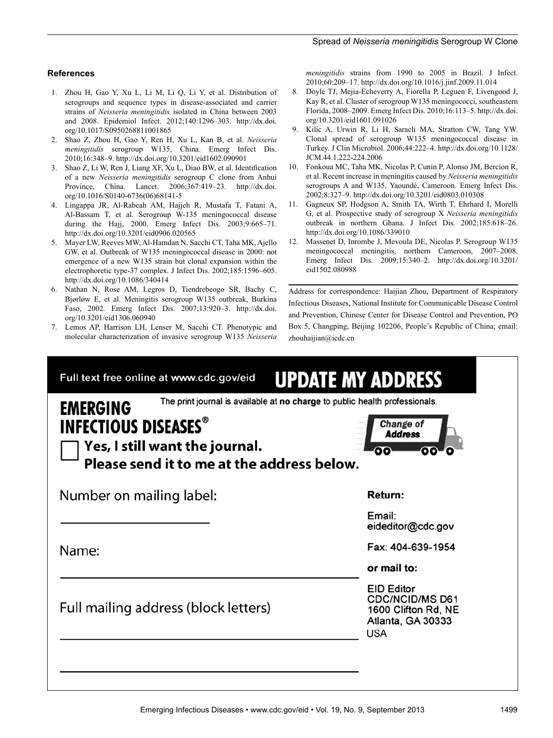## References

1. Zhou H, Gao Y, Xu L, Li M, Li Q, Li Y, et al. Distribution of serogroups and sequence types in disease-associated and carrier strains of *Neisseria meningitidis* isolated in China between 2003 and 2008. Epidemiol Infect. 2012;140:1296–303. http://dx.doi.org/10.1017/S0950268811001865
2. Shao Z, Zhou H, Gao Y, Ren H, Xu L, Kan B, et al. *Neisseria meningitidis* serogroup W135, China. Emerg Infect Dis. 2010;16:348–9. http://dx.doi.org/10.3201/eid1602.090901
3. Shao Z, Li W, Ren J, Liang XF, Xu L, Diao BW, et al. Identification of a new *Neisseria meningitidis* serogroup C clone from Anhui Province, China. Lancet. 2006;367:419–23. http://dx.doi.org/10.1016/S0140-6736(06)68141-5
4. Lingappa JR, Al-Rabeah AM, Hajjeh R, Mustafa T, Fatani A, Al-Bassam T, et al. Serogroup W-135 meningococcal disease during the Hajj, 2000. Emerg Infect Dis. 2003;9:665–71. http://dx.doi.org/10.3201/eid0906.020565
5. Mayer LW, Reeves MW, Al-Hamdan N, Sacchi CT, Taha MK, Ajello GW, et al. Outbreak of W135 meningococcal disease in 2000: not emergence of a new W135 strain but clonal expansion within the electrophoretic type-37 complex. J Infect Dis. 2002;185:1596–605. http://dx.doi.org/10.1086/340414
6. Nathan N, Rose AM, Legros D, Tiendrebeogo SR, Bachy C, Bjørløw E, et al. Meningitis serogroup W135 outbreak, Burkina Faso, 2002. Emerg Infect Dis. 2007;13:920–3. http://dx.doi.org/10.3201/eid1306.060940
7. Lemos AP, Harrison LH, Lenser M, Sacchi CT. Phenotypic and molecular characterization of invasive serogroup W135 *Neisseria meningitidis* strains from 1990 to 2005 in Brazil. J Infect. 2010;60:209–17. http://dx.doi.org/10.1016/j.jinf.2009.11.014
8. Doyle TJ, Mejia-Echeverry A, Fiorella P, Leguen F, Livengood J, Kay R, et al. Cluster of serogroup W135 meningococci, southeastern Florida, 2008–2009. Emerg Infect Dis. 2010;16:113–5. http://dx.doi.org/10.3201/eid1601.091026
9. Kilic A, Urwin R, Li H, Saracli MA, Stratton CW, Tang YW. Clonal spread of serogroup W135 meningococcal disease in Turkey. J Clin Microbiol. 2006;44:222–4. http://dx.doi.org/10.1128/JCM.44.1.222-224.2006
10. Fonkoua MC, Taha MK, Nicolas P, Cunin P, Alonso JM, Bercion R, et al. Recent increase in meningitis caused by *Neisseria meningitidis* serogroups A and W135, Yaoundé, Cameroon. Emerg Infect Dis. 2002;8:327–9. http://dx.doi.org/10.3201/eid0803.010308
11. Gagneux SP, Hodgson A, Smith TA, Wirth T, Ehrhard I, Morelli G, et al. Prospective study of serogroup X *Neisseria meningitidis* outbreak in northern Ghana. J Infect Dis. 2002;185:618–26. http://dx.doi.org/10.1086/339010
12. Massenet D, Inrombe J, Mevoula DE, Nicolas P. Serogroup W135 meningococcal meningitis, northern Cameroon, 2007–2008. Emerg Infect Dis. 2009;15:340–2. http://dx.doi.org/10.3201/eid1502.080988

Address for correspondence: Haijian Zhou, Department of Respiratory Infectious Diseases, National Institute for Communicable Disease Control and Prevention, Chinese Center for Disease Control and Prevention, PO Box 5, Changping, Beijing 102206, People's Republic of China; email: zhouhaijian@icdc.cn

Full text free online at www.cdc.gov/eid

**UPDATE MY ADDRESS**

**EMERGING INFECTIOUS DISEASES®**

The print journal is available at **no charge** to public health professionals.

☐ **Yes, I still want the journal. Please send it to me at the address below.**

Change of Address

Number on mailing label: ____________________

Name: ____________________

Full mailing address (block letters) ____________________

**Return:**

Email: eideditor@cdc.gov

Fax: 404-639-1954

**or mail to:**

EID Editor
CDC/NCID/MS D61
1600 Clifton Rd, NE
Atlanta, GA 30333
USA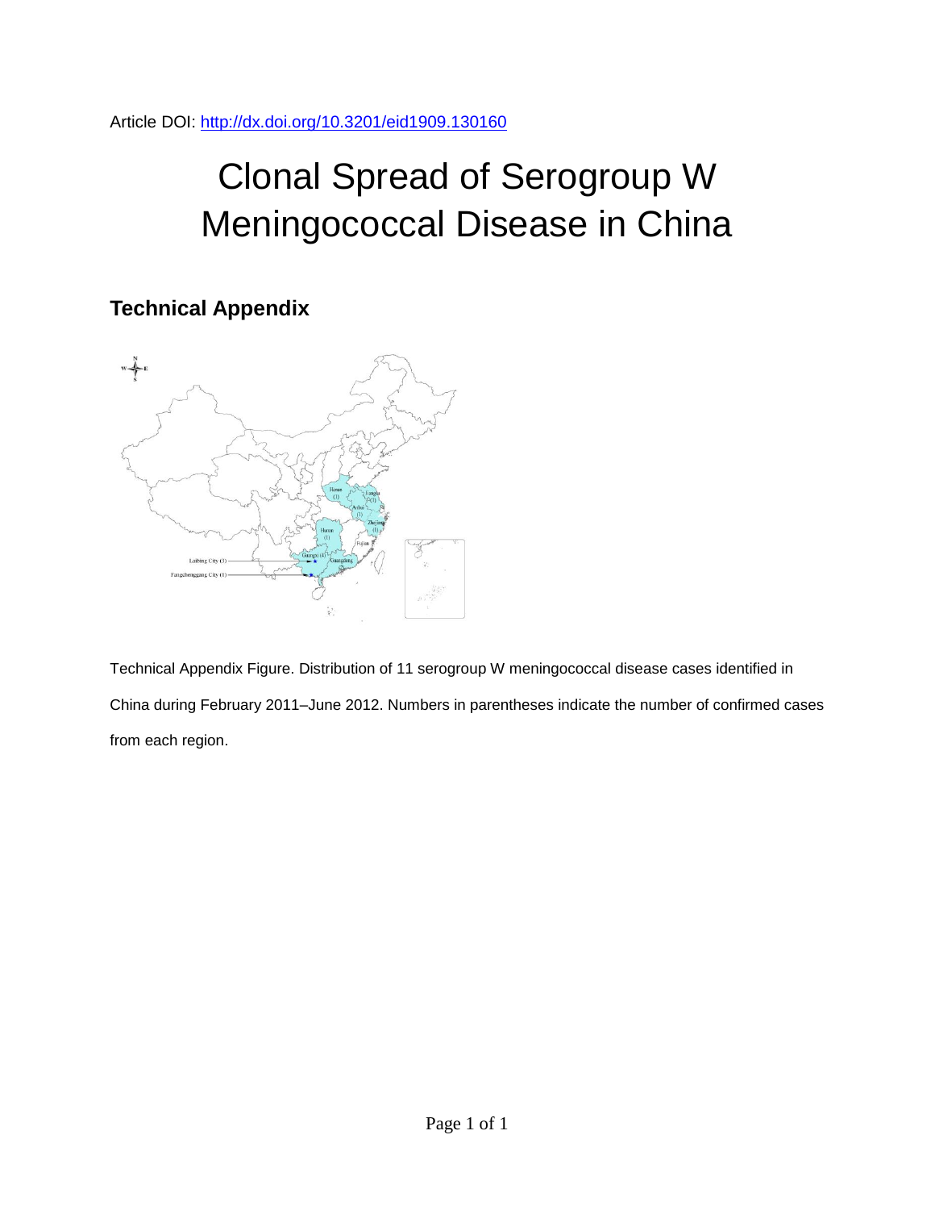Article DOI: http://dx.doi.org/10.3201/eid1909.130160

# Clonal Spread of Serogroup W Meningococcal Disease in China

## Technical Appendix

Henan (1)
Jiangsu (1)
Anhui (1)
Zhejiang (1)
Hunan (1)
Fujian
Guangxi (4)
Guangdong
Laibing City (3)
Fangchenggang City (1)

Technical Appendix Figure. Distribution of 11 serogroup W meningococcal disease cases identified in China during February 2011–June 2012. Numbers in parentheses indicate the number of confirmed cases from each region.